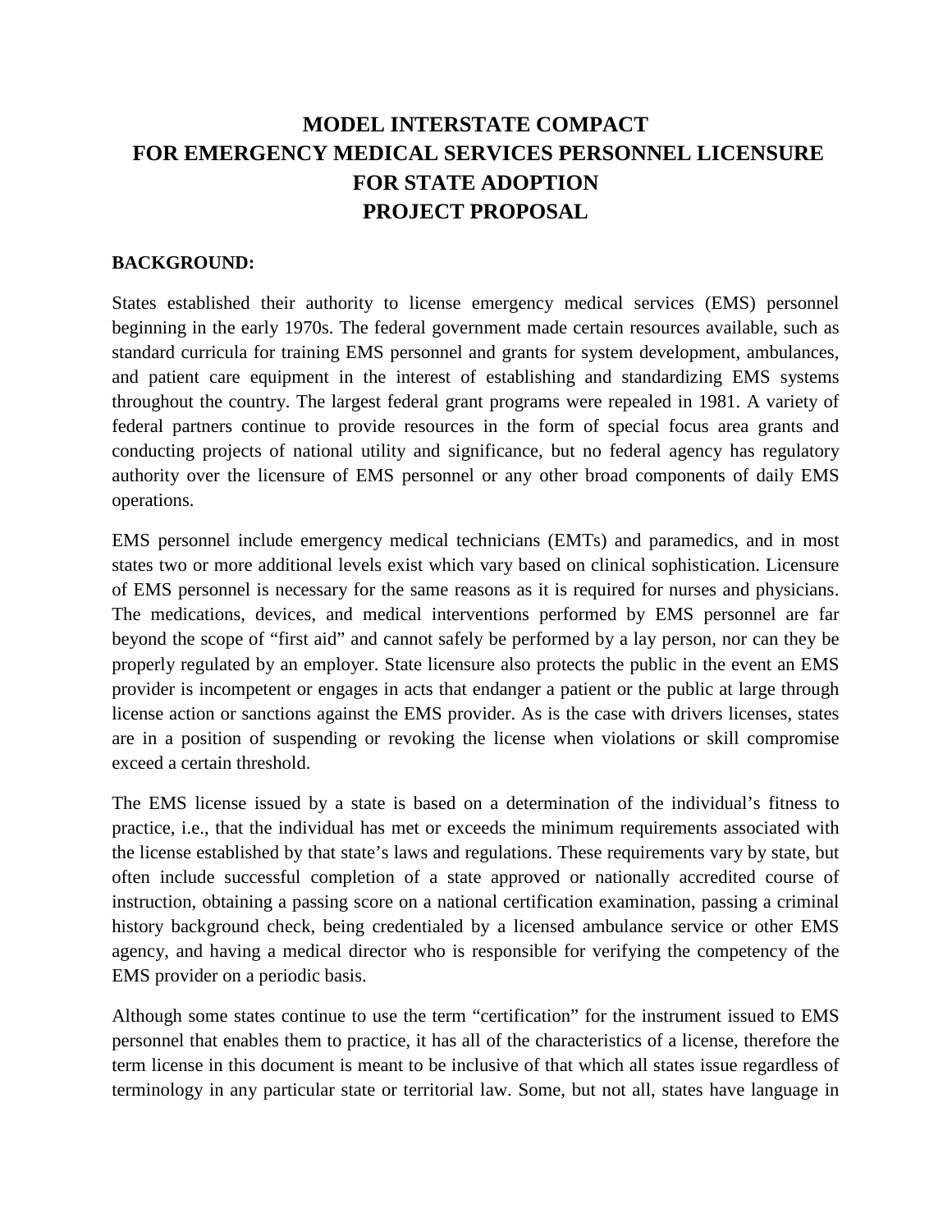# MODEL INTERSTATE COMPACT FOR EMERGENCY MEDICAL SERVICES PERSONNEL LICENSURE FOR STATE ADOPTION PROJECT PROPOSAL

**BACKGROUND:**

States established their authority to license emergency medical services (EMS) personnel beginning in the early 1970s. The federal government made certain resources available, such as standard curricula for training EMS personnel and grants for system development, ambulances, and patient care equipment in the interest of establishing and standardizing EMS systems throughout the country. The largest federal grant programs were repealed in 1981. A variety of federal partners continue to provide resources in the form of special focus area grants and conducting projects of national utility and significance, but no federal agency has regulatory authority over the licensure of EMS personnel or any other broad components of daily EMS operations.

EMS personnel include emergency medical technicians (EMTs) and paramedics, and in most states two or more additional levels exist which vary based on clinical sophistication. Licensure of EMS personnel is necessary for the same reasons as it is required for nurses and physicians. The medications, devices, and medical interventions performed by EMS personnel are far beyond the scope of "first aid" and cannot safely be performed by a lay person, nor can they be properly regulated by an employer. State licensure also protects the public in the event an EMS provider is incompetent or engages in acts that endanger a patient or the public at large through license action or sanctions against the EMS provider. As is the case with drivers licenses, states are in a position of suspending or revoking the license when violations or skill compromise exceed a certain threshold.

The EMS license issued by a state is based on a determination of the individual's fitness to practice, i.e., that the individual has met or exceeds the minimum requirements associated with the license established by that state's laws and regulations. These requirements vary by state, but often include successful completion of a state approved or nationally accredited course of instruction, obtaining a passing score on a national certification examination, passing a criminal history background check, being credentialed by a licensed ambulance service or other EMS agency, and having a medical director who is responsible for verifying the competency of the EMS provider on a periodic basis.

Although some states continue to use the term "certification" for the instrument issued to EMS personnel that enables them to practice, it has all of the characteristics of a license, therefore the term license in this document is meant to be inclusive of that which all states issue regardless of terminology in any particular state or territorial law. Some, but not all, states have language in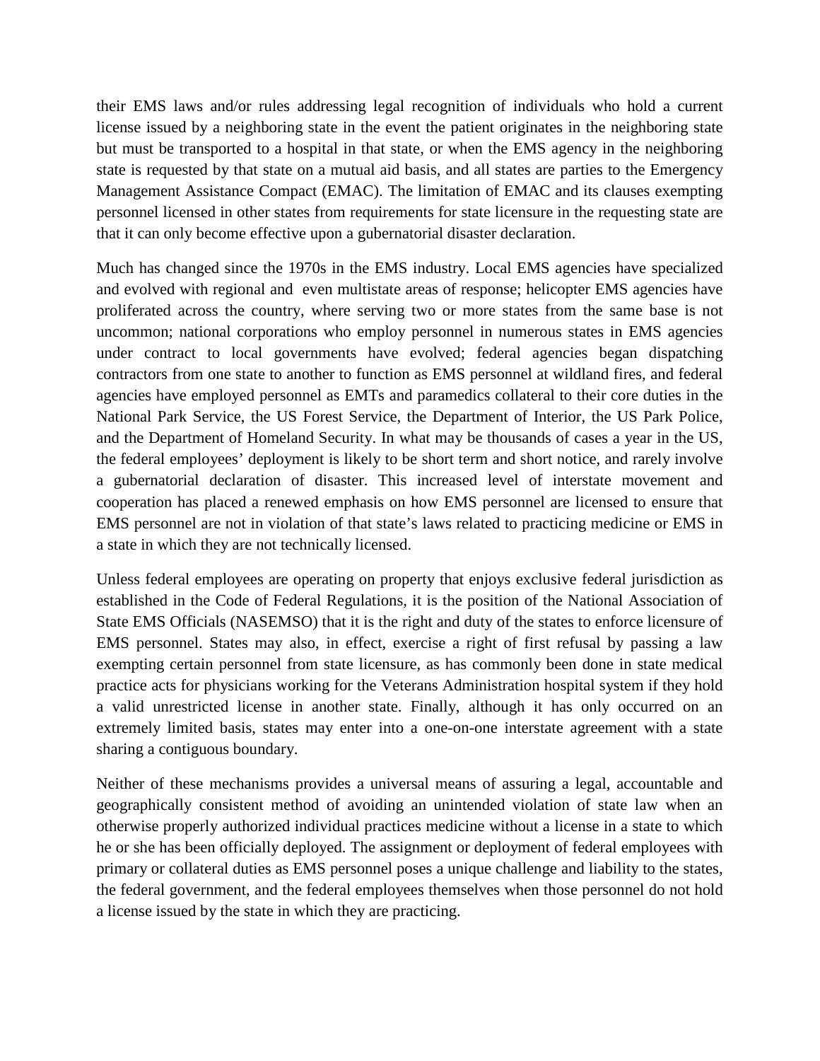their EMS laws and/or rules addressing legal recognition of individuals who hold a current license issued by a neighboring state in the event the patient originates in the neighboring state but must be transported to a hospital in that state, or when the EMS agency in the neighboring state is requested by that state on a mutual aid basis, and all states are parties to the Emergency Management Assistance Compact (EMAC). The limitation of EMAC and its clauses exempting personnel licensed in other states from requirements for state licensure in the requesting state are that it can only become effective upon a gubernatorial disaster declaration.

Much has changed since the 1970s in the EMS industry. Local EMS agencies have specialized and evolved with regional and even multistate areas of response; helicopter EMS agencies have proliferated across the country, where serving two or more states from the same base is not uncommon; national corporations who employ personnel in numerous states in EMS agencies under contract to local governments have evolved; federal agencies began dispatching contractors from one state to another to function as EMS personnel at wildland fires, and federal agencies have employed personnel as EMTs and paramedics collateral to their core duties in the National Park Service, the US Forest Service, the Department of Interior, the US Park Police, and the Department of Homeland Security. In what may be thousands of cases a year in the US, the federal employees' deployment is likely to be short term and short notice, and rarely involve a gubernatorial declaration of disaster. This increased level of interstate movement and cooperation has placed a renewed emphasis on how EMS personnel are licensed to ensure that EMS personnel are not in violation of that state's laws related to practicing medicine or EMS in a state in which they are not technically licensed.

Unless federal employees are operating on property that enjoys exclusive federal jurisdiction as established in the Code of Federal Regulations, it is the position of the National Association of State EMS Officials (NASEMSO) that it is the right and duty of the states to enforce licensure of EMS personnel. States may also, in effect, exercise a right of first refusal by passing a law exempting certain personnel from state licensure, as has commonly been done in state medical practice acts for physicians working for the Veterans Administration hospital system if they hold a valid unrestricted license in another state. Finally, although it has only occurred on an extremely limited basis, states may enter into a one-on-one interstate agreement with a state sharing a contiguous boundary.

Neither of these mechanisms provides a universal means of assuring a legal, accountable and geographically consistent method of avoiding an unintended violation of state law when an otherwise properly authorized individual practices medicine without a license in a state to which he or she has been officially deployed. The assignment or deployment of federal employees with primary or collateral duties as EMS personnel poses a unique challenge and liability to the states, the federal government, and the federal employees themselves when those personnel do not hold a license issued by the state in which they are practicing.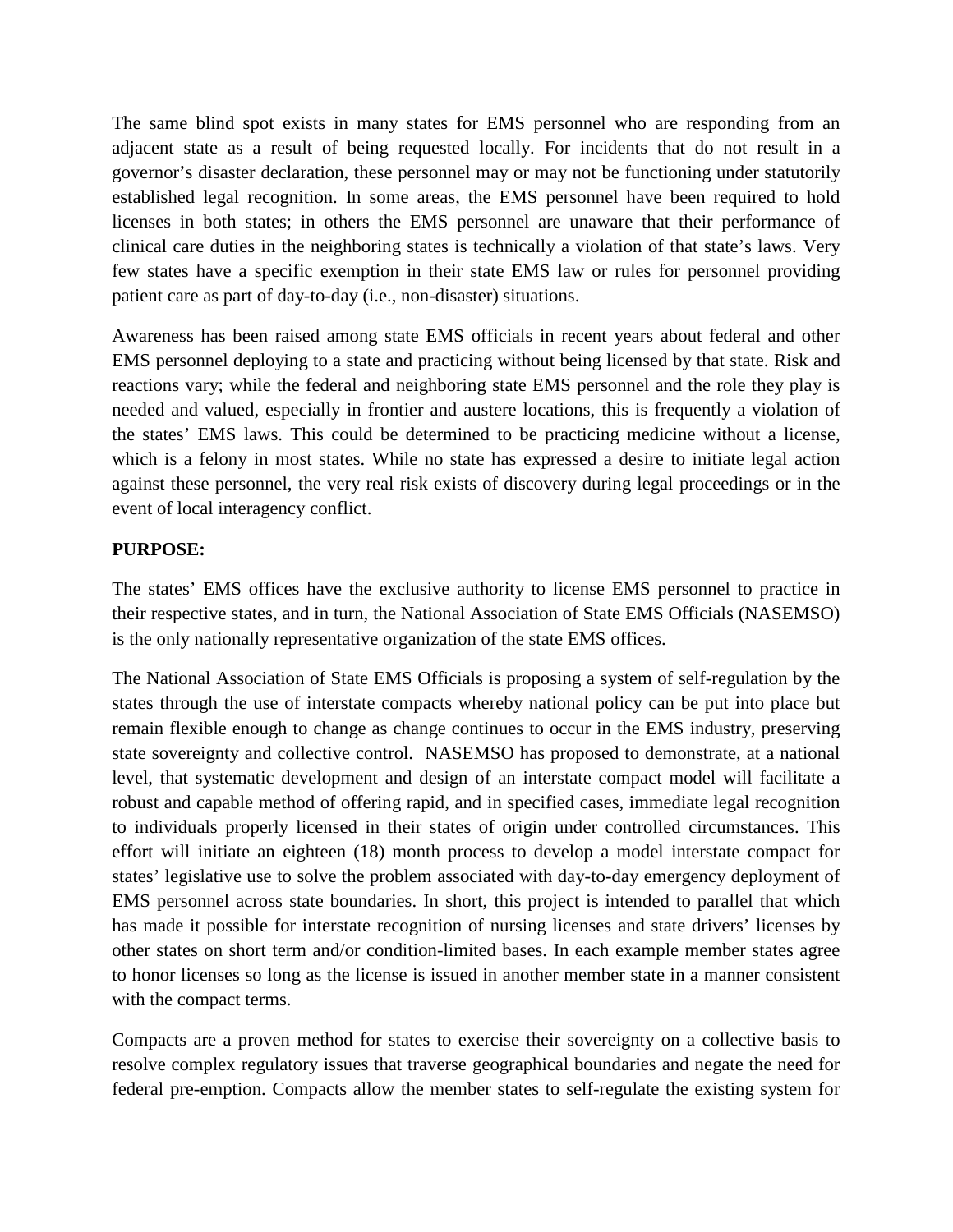The same blind spot exists in many states for EMS personnel who are responding from an adjacent state as a result of being requested locally. For incidents that do not result in a governor's disaster declaration, these personnel may or may not be functioning under statutorily established legal recognition. In some areas, the EMS personnel have been required to hold licenses in both states; in others the EMS personnel are unaware that their performance of clinical care duties in the neighboring states is technically a violation of that state's laws. Very few states have a specific exemption in their state EMS law or rules for personnel providing patient care as part of day-to-day (i.e., non-disaster) situations.

Awareness has been raised among state EMS officials in recent years about federal and other EMS personnel deploying to a state and practicing without being licensed by that state. Risk and reactions vary; while the federal and neighboring state EMS personnel and the role they play is needed and valued, especially in frontier and austere locations, this is frequently a violation of the states' EMS laws. This could be determined to be practicing medicine without a license, which is a felony in most states. While no state has expressed a desire to initiate legal action against these personnel, the very real risk exists of discovery during legal proceedings or in the event of local interagency conflict.

**PURPOSE:**

The states' EMS offices have the exclusive authority to license EMS personnel to practice in their respective states, and in turn, the National Association of State EMS Officials (NASEMSO) is the only nationally representative organization of the state EMS offices.

The National Association of State EMS Officials is proposing a system of self-regulation by the states through the use of interstate compacts whereby national policy can be put into place but remain flexible enough to change as change continues to occur in the EMS industry, preserving state sovereignty and collective control. NASEMSO has proposed to demonstrate, at a national level, that systematic development and design of an interstate compact model will facilitate a robust and capable method of offering rapid, and in specified cases, immediate legal recognition to individuals properly licensed in their states of origin under controlled circumstances. This effort will initiate an eighteen (18) month process to develop a model interstate compact for states' legislative use to solve the problem associated with day-to-day emergency deployment of EMS personnel across state boundaries. In short, this project is intended to parallel that which has made it possible for interstate recognition of nursing licenses and state drivers' licenses by other states on short term and/or condition-limited bases. In each example member states agree to honor licenses so long as the license is issued in another member state in a manner consistent with the compact terms.

Compacts are a proven method for states to exercise their sovereignty on a collective basis to resolve complex regulatory issues that traverse geographical boundaries and negate the need for federal pre-emption. Compacts allow the member states to self-regulate the existing system for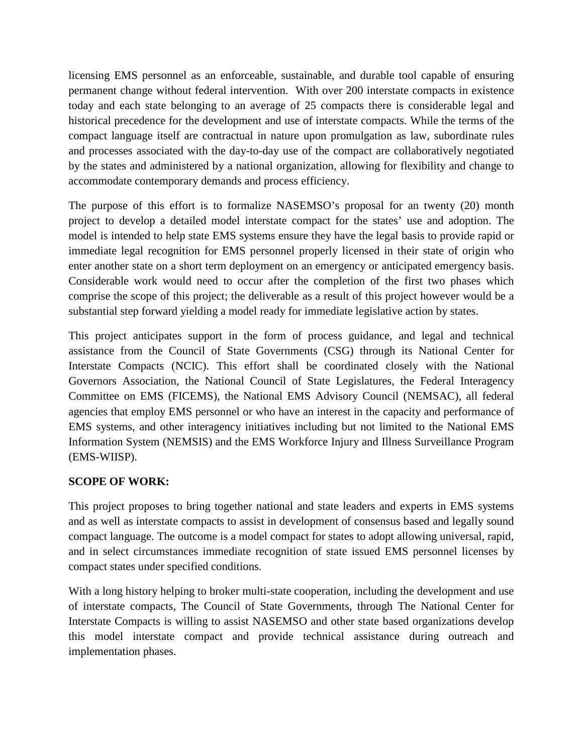licensing EMS personnel as an enforceable, sustainable, and durable tool capable of ensuring permanent change without federal intervention. With over 200 interstate compacts in existence today and each state belonging to an average of 25 compacts there is considerable legal and historical precedence for the development and use of interstate compacts. While the terms of the compact language itself are contractual in nature upon promulgation as law, subordinate rules and processes associated with the day-to-day use of the compact are collaboratively negotiated by the states and administered by a national organization, allowing for flexibility and change to accommodate contemporary demands and process efficiency.

The purpose of this effort is to formalize NASEMSO's proposal for an twenty (20) month project to develop a detailed model interstate compact for the states' use and adoption. The model is intended to help state EMS systems ensure they have the legal basis to provide rapid or immediate legal recognition for EMS personnel properly licensed in their state of origin who enter another state on a short term deployment on an emergency or anticipated emergency basis. Considerable work would need to occur after the completion of the first two phases which comprise the scope of this project; the deliverable as a result of this project however would be a substantial step forward yielding a model ready for immediate legislative action by states.

This project anticipates support in the form of process guidance, and legal and technical assistance from the Council of State Governments (CSG) through its National Center for Interstate Compacts (NCIC). This effort shall be coordinated closely with the National Governors Association, the National Council of State Legislatures, the Federal Interagency Committee on EMS (FICEMS), the National EMS Advisory Council (NEMSAC), all federal agencies that employ EMS personnel or who have an interest in the capacity and performance of EMS systems, and other interagency initiatives including but not limited to the National EMS Information System (NEMSIS) and the EMS Workforce Injury and Illness Surveillance Program (EMS-WIISP).

**SCOPE OF WORK:**

This project proposes to bring together national and state leaders and experts in EMS systems and as well as interstate compacts to assist in development of consensus based and legally sound compact language. The outcome is a model compact for states to adopt allowing universal, rapid, and in select circumstances immediate recognition of state issued EMS personnel licenses by compact states under specified conditions.

With a long history helping to broker multi-state cooperation, including the development and use of interstate compacts, The Council of State Governments, through The National Center for Interstate Compacts is willing to assist NASEMSO and other state based organizations develop this model interstate compact and provide technical assistance during outreach and implementation phases.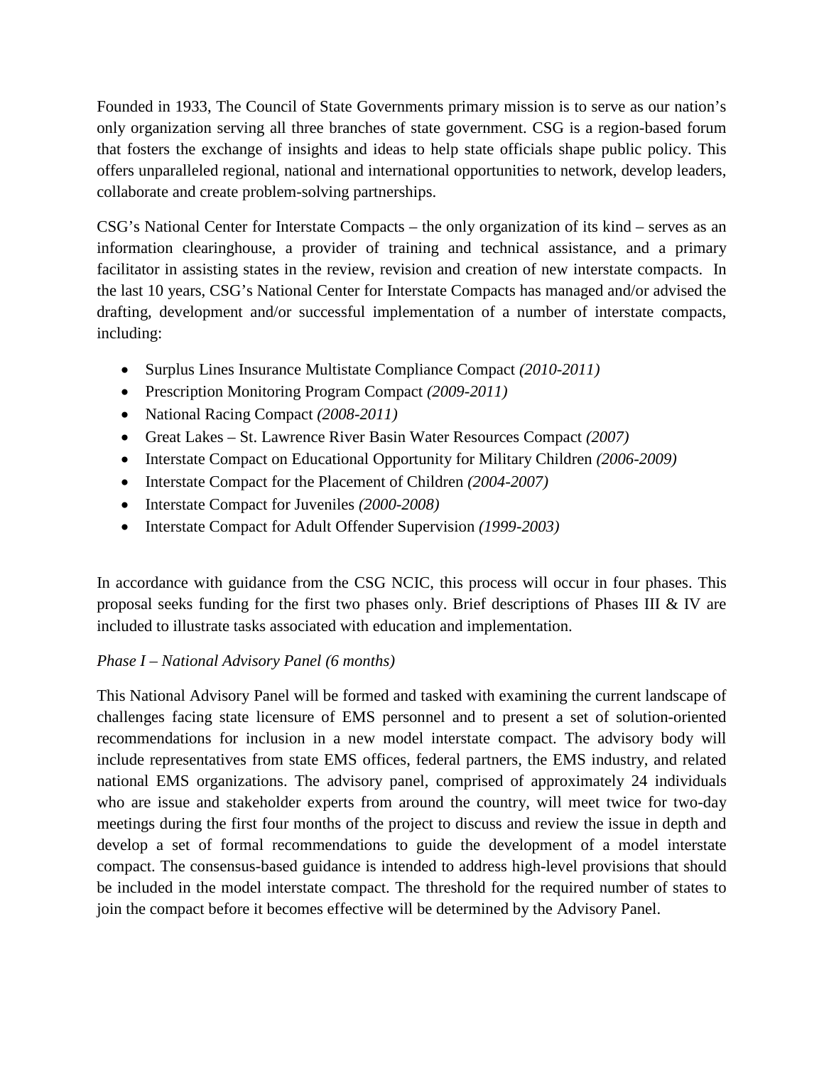Founded in 1933, The Council of State Governments primary mission is to serve as our nation's only organization serving all three branches of state government. CSG is a region-based forum that fosters the exchange of insights and ideas to help state officials shape public policy. This offers unparalleled regional, national and international opportunities to network, develop leaders, collaborate and create problem-solving partnerships.

CSG's National Center for Interstate Compacts – the only organization of its kind – serves as an information clearinghouse, a provider of training and technical assistance, and a primary facilitator in assisting states in the review, revision and creation of new interstate compacts. In the last 10 years, CSG's National Center for Interstate Compacts has managed and/or advised the drafting, development and/or successful implementation of a number of interstate compacts, including:

- Surplus Lines Insurance Multistate Compliance Compact *(2010-2011)*
- Prescription Monitoring Program Compact *(2009-2011)*
- National Racing Compact *(2008-2011)*
- Great Lakes – St. Lawrence River Basin Water Resources Compact *(2007)*
- Interstate Compact on Educational Opportunity for Military Children *(2006-2009)*
- Interstate Compact for the Placement of Children *(2004-2007)*
- Interstate Compact for Juveniles *(2000-2008)*
- Interstate Compact for Adult Offender Supervision *(1999-2003)*

In accordance with guidance from the CSG NCIC, this process will occur in four phases. This proposal seeks funding for the first two phases only. Brief descriptions of Phases III & IV are included to illustrate tasks associated with education and implementation.

*Phase I – National Advisory Panel (6 months)*

This National Advisory Panel will be formed and tasked with examining the current landscape of challenges facing state licensure of EMS personnel and to present a set of solution-oriented recommendations for inclusion in a new model interstate compact. The advisory body will include representatives from state EMS offices, federal partners, the EMS industry, and related national EMS organizations. The advisory panel, comprised of approximately 24 individuals who are issue and stakeholder experts from around the country, will meet twice for two-day meetings during the first four months of the project to discuss and review the issue in depth and develop a set of formal recommendations to guide the development of a model interstate compact. The consensus-based guidance is intended to address high-level provisions that should be included in the model interstate compact. The threshold for the required number of states to join the compact before it becomes effective will be determined by the Advisory Panel.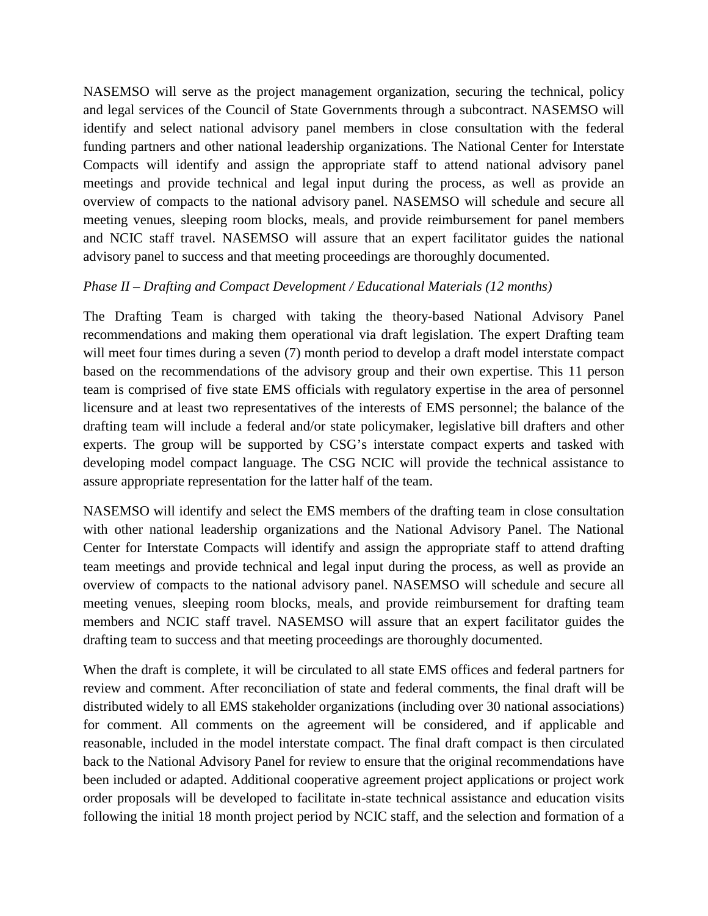NASEMSO will serve as the project management organization, securing the technical, policy and legal services of the Council of State Governments through a subcontract. NASEMSO will identify and select national advisory panel members in close consultation with the federal funding partners and other national leadership organizations. The National Center for Interstate Compacts will identify and assign the appropriate staff to attend national advisory panel meetings and provide technical and legal input during the process, as well as provide an overview of compacts to the national advisory panel. NASEMSO will schedule and secure all meeting venues, sleeping room blocks, meals, and provide reimbursement for panel members and NCIC staff travel. NASEMSO will assure that an expert facilitator guides the national advisory panel to success and that meeting proceedings are thoroughly documented.

*Phase II – Drafting and Compact Development / Educational Materials (12 months)*

The Drafting Team is charged with taking the theory-based National Advisory Panel recommendations and making them operational via draft legislation. The expert Drafting team will meet four times during a seven (7) month period to develop a draft model interstate compact based on the recommendations of the advisory group and their own expertise. This 11 person team is comprised of five state EMS officials with regulatory expertise in the area of personnel licensure and at least two representatives of the interests of EMS personnel; the balance of the drafting team will include a federal and/or state policymaker, legislative bill drafters and other experts. The group will be supported by CSG's interstate compact experts and tasked with developing model compact language. The CSG NCIC will provide the technical assistance to assure appropriate representation for the latter half of the team.

NASEMSO will identify and select the EMS members of the drafting team in close consultation with other national leadership organizations and the National Advisory Panel. The National Center for Interstate Compacts will identify and assign the appropriate staff to attend drafting team meetings and provide technical and legal input during the process, as well as provide an overview of compacts to the national advisory panel. NASEMSO will schedule and secure all meeting venues, sleeping room blocks, meals, and provide reimbursement for drafting team members and NCIC staff travel. NASEMSO will assure that an expert facilitator guides the drafting team to success and that meeting proceedings are thoroughly documented.

When the draft is complete, it will be circulated to all state EMS offices and federal partners for review and comment. After reconciliation of state and federal comments, the final draft will be distributed widely to all EMS stakeholder organizations (including over 30 national associations) for comment. All comments on the agreement will be considered, and if applicable and reasonable, included in the model interstate compact. The final draft compact is then circulated back to the National Advisory Panel for review to ensure that the original recommendations have been included or adapted. Additional cooperative agreement project applications or project work order proposals will be developed to facilitate in-state technical assistance and education visits following the initial 18 month project period by NCIC staff, and the selection and formation of a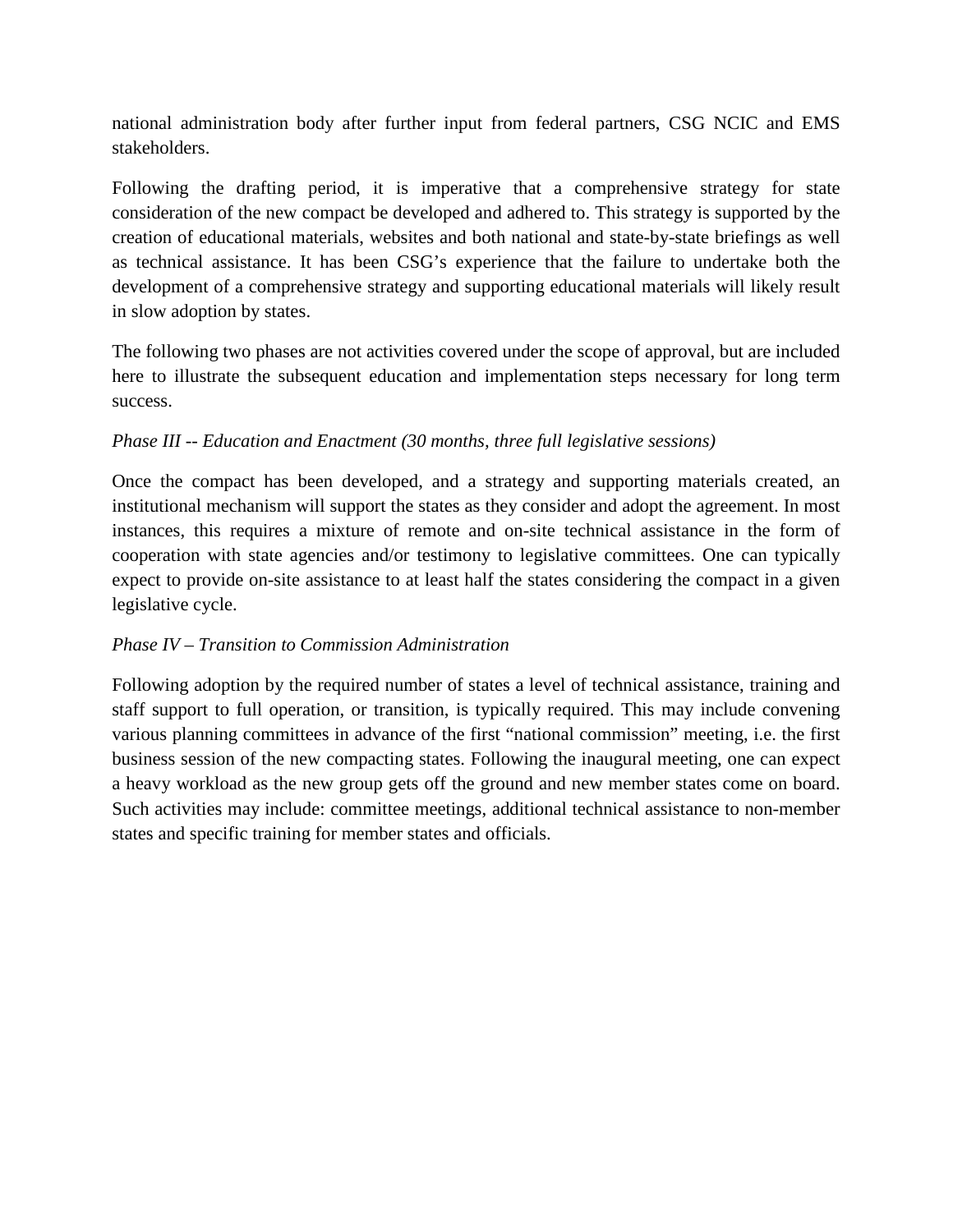national administration body after further input from federal partners, CSG NCIC and EMS stakeholders.

Following the drafting period, it is imperative that a comprehensive strategy for state consideration of the new compact be developed and adhered to. This strategy is supported by the creation of educational materials, websites and both national and state-by-state briefings as well as technical assistance. It has been CSG's experience that the failure to undertake both the development of a comprehensive strategy and supporting educational materials will likely result in slow adoption by states.

The following two phases are not activities covered under the scope of approval, but are included here to illustrate the subsequent education and implementation steps necessary for long term success.

*Phase III -- Education and Enactment (30 months, three full legislative sessions)*

Once the compact has been developed, and a strategy and supporting materials created, an institutional mechanism will support the states as they consider and adopt the agreement. In most instances, this requires a mixture of remote and on-site technical assistance in the form of cooperation with state agencies and/or testimony to legislative committees. One can typically expect to provide on-site assistance to at least half the states considering the compact in a given legislative cycle.

*Phase IV – Transition to Commission Administration*

Following adoption by the required number of states a level of technical assistance, training and staff support to full operation, or transition, is typically required. This may include convening various planning committees in advance of the first "national commission" meeting, i.e. the first business session of the new compacting states. Following the inaugural meeting, one can expect a heavy workload as the new group gets off the ground and new member states come on board. Such activities may include: committee meetings, additional technical assistance to non-member states and specific training for member states and officials.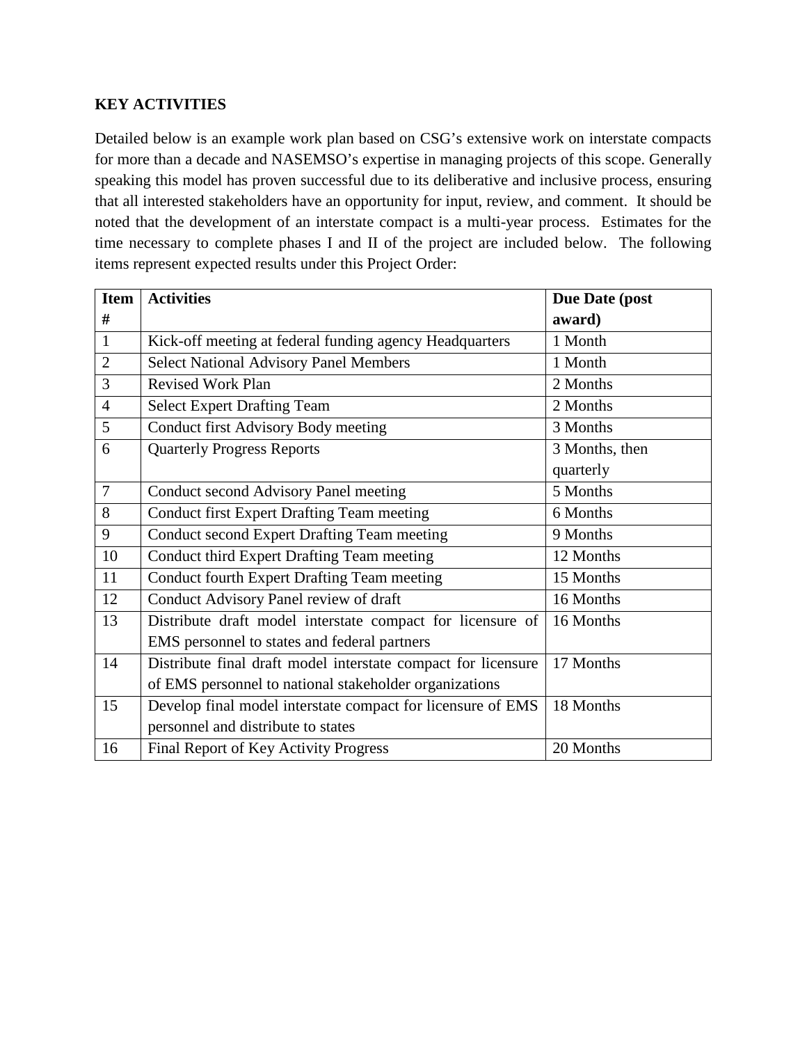**KEY ACTIVITIES**

Detailed below is an example work plan based on CSG's extensive work on interstate compacts for more than a decade and NASEMSO's expertise in managing projects of this scope. Generally speaking this model has proven successful due to its deliberative and inclusive process, ensuring that all interested stakeholders have an opportunity for input, review, and comment. It should be noted that the development of an interstate compact is a multi-year process. Estimates for the time necessary to complete phases I and II of the project are included below. The following items represent expected results under this Project Order:

| Item # | Activities | Due Date (post award) |
|---|---|---|
| 1 | Kick-off meeting at federal funding agency Headquarters | 1 Month |
| 2 | Select National Advisory Panel Members | 1 Month |
| 3 | Revised Work Plan | 2 Months |
| 4 | Select Expert Drafting Team | 2 Months |
| 5 | Conduct first Advisory Body meeting | 3 Months |
| 6 | Quarterly Progress Reports | 3 Months, then quarterly |
| 7 | Conduct second Advisory Panel meeting | 5 Months |
| 8 | Conduct first Expert Drafting Team meeting | 6 Months |
| 9 | Conduct second Expert Drafting Team meeting | 9 Months |
| 10 | Conduct third Expert Drafting Team meeting | 12 Months |
| 11 | Conduct fourth Expert Drafting Team meeting | 15 Months |
| 12 | Conduct Advisory Panel review of draft | 16 Months |
| 13 | Distribute draft model interstate compact for licensure of EMS personnel to states and federal partners | 16 Months |
| 14 | Distribute final draft model interstate compact for licensure of EMS personnel to national stakeholder organizations | 17 Months |
| 15 | Develop final model interstate compact for licensure of EMS personnel and distribute to states | 18 Months |
| 16 | Final Report of Key Activity Progress | 20 Months |